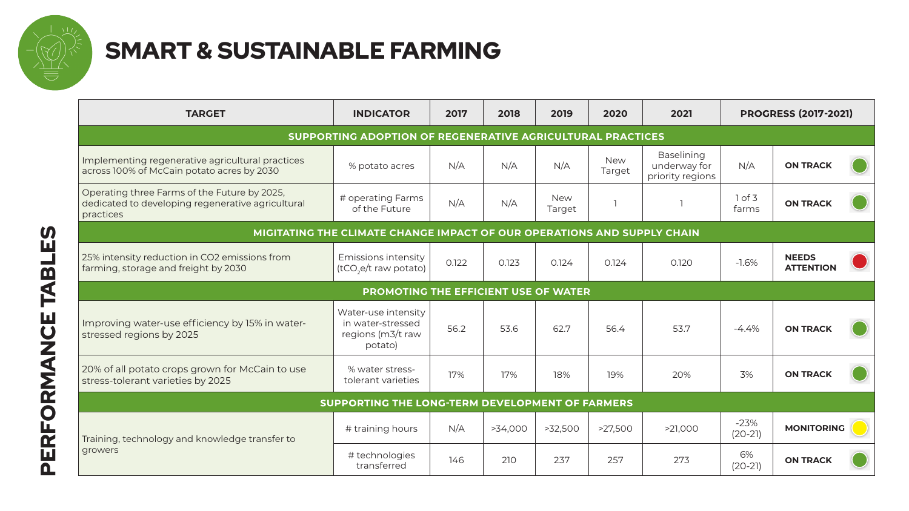# SMART & SUSTAINABLE FARMING

## PERFORMANCE TABLES

| TARGET | INDICATOR | 2017 | 2018 | 2019 | 2020 | 2021 | PROGRESS (2017-2021) | |
|---|---|---|---|---|---|---|---|---|
| **SUPPORTING ADOPTION OF REGENERATIVE AGRICULTURAL PRACTICES** | | | | | | | | |
| Implementing regenerative agricultural practices across 100% of McCain potato acres by 2030 | % potato acres | N/A | N/A | N/A | New Target | Baselining underway for priority regions | N/A | **ON TRACK** |
| Operating three Farms of the Future by 2025, dedicated to developing regenerative agricultural practices | # operating Farms of the Future | N/A | N/A | New Target | 1 | 1 | 1 of 3 farms | **ON TRACK** |
| **MIGITATING THE CLIMATE CHANGE IMPACT OF OUR OPERATIONS AND SUPPLY CHAIN** | | | | | | | | |
| 25% intensity reduction in CO2 emissions from farming, storage and freight by 2030 | Emissions intensity ($tCO_2e$/t raw potato) | 0.122 | 0.123 | 0.124 | 0.124 | 0.120 | -1.6% | **NEEDS ATTENTION** |
| **PROMOTING THE EFFICIENT USE OF WATER** | | | | | | | | |
| Improving water-use efficiency by 15% in water-stressed regions by 2025 | Water-use intensity in water-stressed regions (m3/t raw potato) | 56.2 | 53.6 | 62.7 | 56.4 | 53.7 | -4.4% | **ON TRACK** |
| 20% of all potato crops grown for McCain to use stress-tolerant varieties by 2025 | % water stress-tolerant varieties | 17% | 17% | 18% | 19% | 20% | 3% | **ON TRACK** |
| **SUPPORTING THE LONG-TERM DEVELOPMENT OF FARMERS** | | | | | | | | |
| Training, technology and knowledge transfer to growers | # training hours | N/A | >34,000 | >32,500 | >27,500 | >21,000 | -23% (20-21) | **MONITORING** |
| | # technologies transferred | 146 | 210 | 237 | 257 | 273 | 6% (20-21) | **ON TRACK** |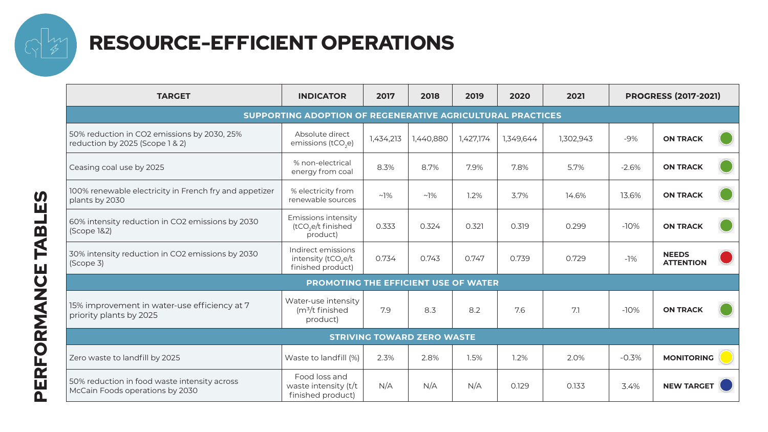# RESOURCE-EFFICIENT OPERATIONS

PERFORMANCE TABLES

| TARGET | INDICATOR | 2017 | 2018 | 2019 | 2020 | 2021 | PROGRESS (2017-2021) | |
|---|---|---|---|---|---|---|---|---|
| **SUPPORTING ADOPTION OF REGENERATIVE AGRICULTURAL PRACTICES** | | | | | | | | |
| 50% reduction in CO2 emissions by 2030, 25% reduction by 2025 (Scope 1 & 2) | Absolute direct emissions ($tCO_2e$) | 1,434,213 | 1,440,880 | 1,427,174 | 1,349,644 | 1,302,943 | -9% | ON TRACK |
| Ceasing coal use by 2025 | % non-electrical energy from coal | 8.3% | 8.7% | 7.9% | 7.8% | 5.7% | -2.6% | ON TRACK |
| 100% renewable electricity in French fry and appetizer plants by 2030 | % electricity from renewable sources | ~1% | ~1% | 1.2% | 3.7% | 14.6% | 13.6% | ON TRACK |
| 60% intensity reduction in CO2 emissions by 2030 (Scope 1&2) | Emissions intensity ($tCO_2e$/t finished product) | 0.333 | 0.324 | 0.321 | 0.319 | 0.299 | -10% | ON TRACK |
| 30% intensity reduction in CO2 emissions by 2030 (Scope 3) | Indirect emissions intensity ($tCO_2e$/t finished product) | 0.734 | 0.743 | 0.747 | 0.739 | 0.729 | -1% | NEEDS ATTENTION |
| **PROMOTING THE EFFICIENT USE OF WATER** | | | | | | | | |
| 15% improvement in water-use efficiency at 7 priority plants by 2025 | Water-use intensity ($m^3$/t finished product) | 7.9 | 8.3 | 8.2 | 7.6 | 7.1 | -10% | ON TRACK |
| **STRIVING TOWARD ZERO WASTE** | | | | | | | | |
| Zero waste to landfill by 2025 | Waste to landfill (%) | 2.3% | 2.8% | 1.5% | 1.2% | 2.0% | -0.3% | MONITORING |
| 50% reduction in food waste intensity across McCain Foods operations by 2030 | Food loss and waste intensity (t/t finished product) | N/A | N/A | N/A | 0.129 | 0.133 | 3.4% | NEW TARGET |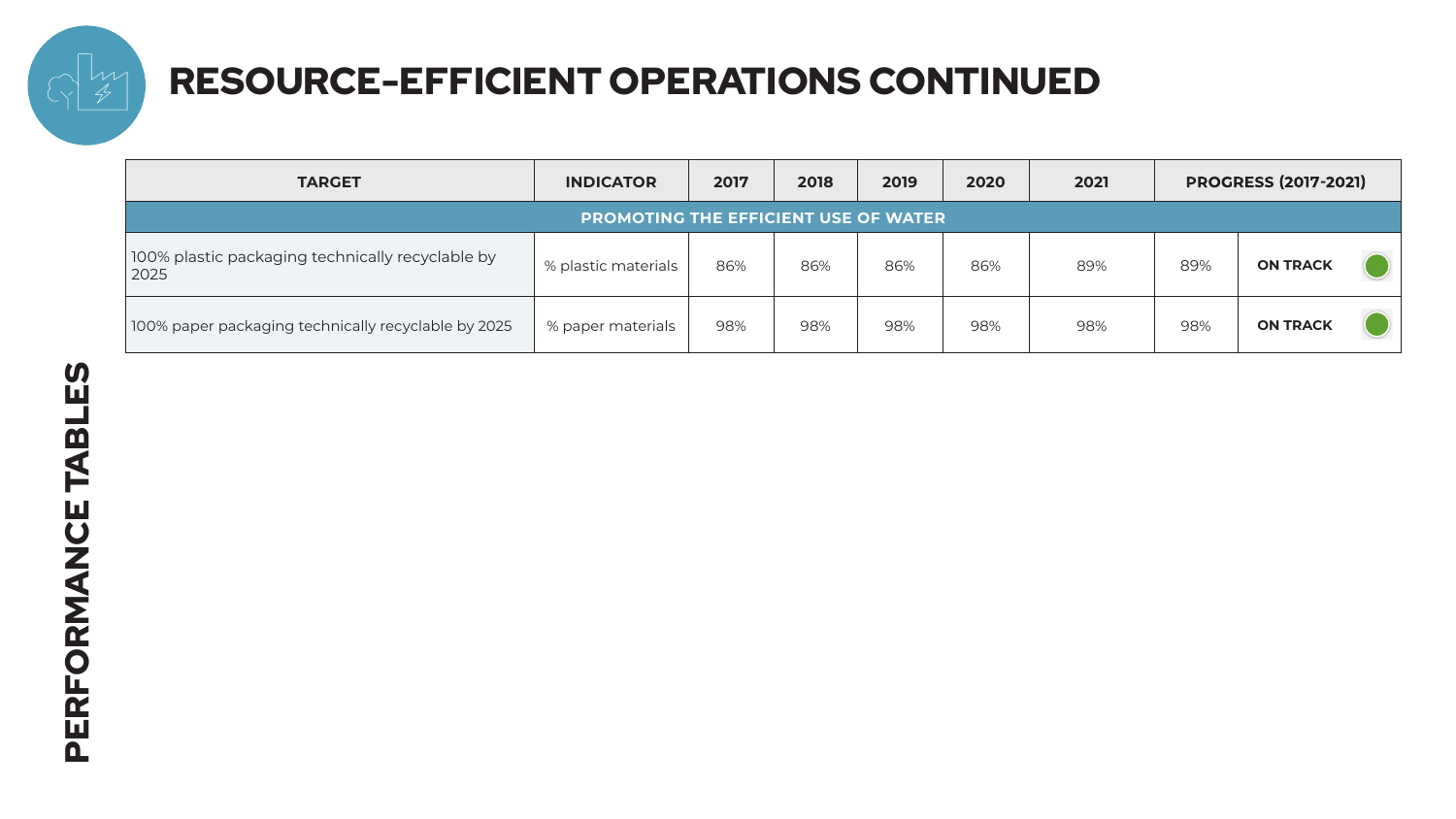# RESOURCE-EFFICIENT OPERATIONS CONTINUED

| TARGET | INDICATOR | 2017 | 2018 | 2019 | 2020 | 2021 | PROGRESS (2017-2021) | |
|---|---|---|---|---|---|---|---|---|
| **PROMOTING THE EFFICIENT USE OF WATER** | | | | | | | | |
| 100% plastic packaging technically recyclable by 2025 | % plastic materials | 86% | 86% | 86% | 86% | 89% | 89% | **ON TRACK** |
| 100% paper packaging technically recyclable by 2025 | % paper materials | 98% | 98% | 98% | 98% | 98% | 98% | **ON TRACK** |

PERFORMANCE TABLES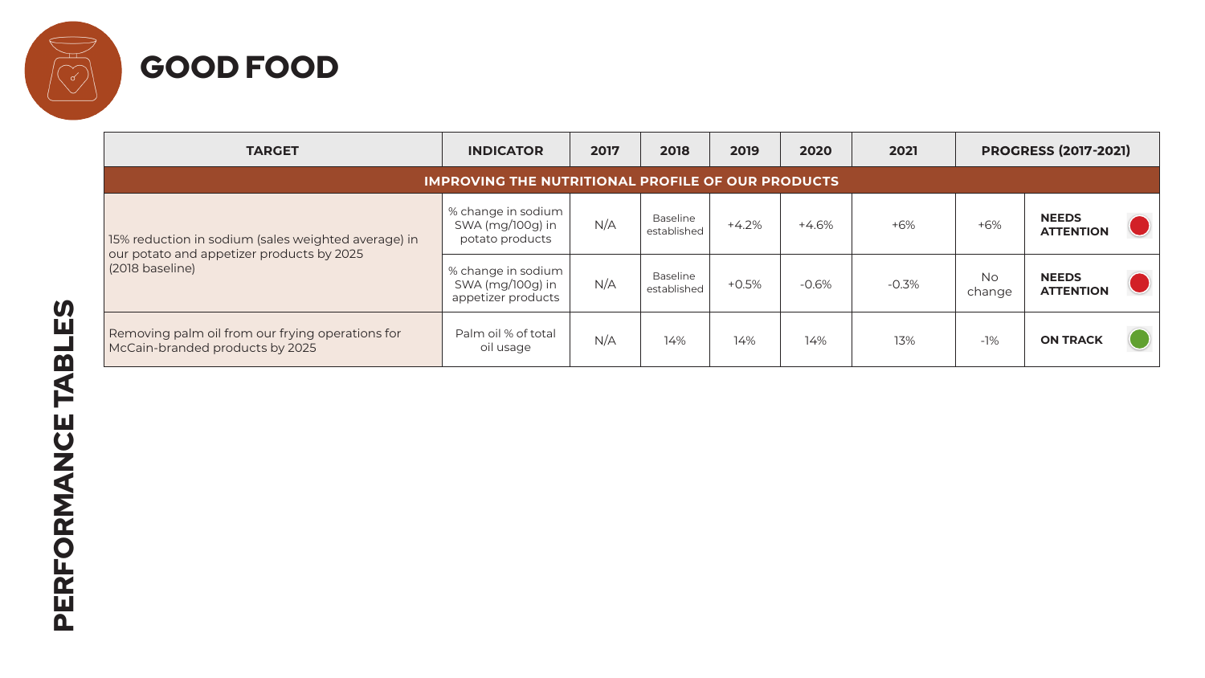# GOOD FOOD

## PERFORMANCE TABLES

| TARGET | INDICATOR | 2017 | 2018 | 2019 | 2020 | 2021 | PROGRESS (2017-2021) | |
|---|---|---|---|---|---|---|---|---|
| **IMPROVING THE NUTRITIONAL PROFILE OF OUR PRODUCTS** | | | | | | | | |
| 15% reduction in sodium (sales weighted average) in our potato and appetizer products by 2025 (2018 baseline) | % change in sodium SWA (mg/100g) in potato products | N/A | Baseline established | +4.2% | +4.6% | +6% | +6% | **NEEDS ATTENTION** |
| | % change in sodium SWA (mg/100g) in appetizer products | N/A | Baseline established | +0.5% | -0.6% | -0.3% | No change | **NEEDS ATTENTION** |
| Removing palm oil from our frying operations for McCain-branded products by 2025 | Palm oil % of total oil usage | N/A | 14% | 14% | 14% | 13% | -1% | **ON TRACK** |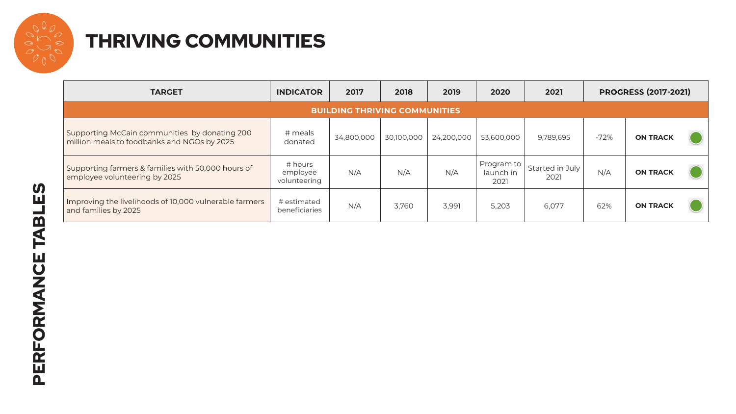# THRIVING COMMUNITIES

PERFORMANCE TABLES

| TARGET | INDICATOR | 2017 | 2018 | 2019 | 2020 | 2021 | PROGRESS (2017-2021) | |
|---|---|---|---|---|---|---|---|---|
| **BUILDING THRIVING COMMUNITIES** | | | | | | | | |
| Supporting McCain communities by donating 200 million meals to foodbanks and NGOs by 2025 | # meals donated | 34,800,000 | 30,100,000 | 24,200,000 | 53,600,000 | 9,789,695 | -72% | **ON TRACK** |
| Supporting farmers & families with 50,000 hours of employee volunteering by 2025 | # hours employee volunteering | N/A | N/A | N/A | Program to launch in 2021 | Started in July 2021 | N/A | **ON TRACK** |
| Improving the livelihoods of 10,000 vulnerable farmers and families by 2025 | # estimated beneficiaries | N/A | 3,760 | 3,991 | 5,203 | 6,077 | 62% | **ON TRACK** |